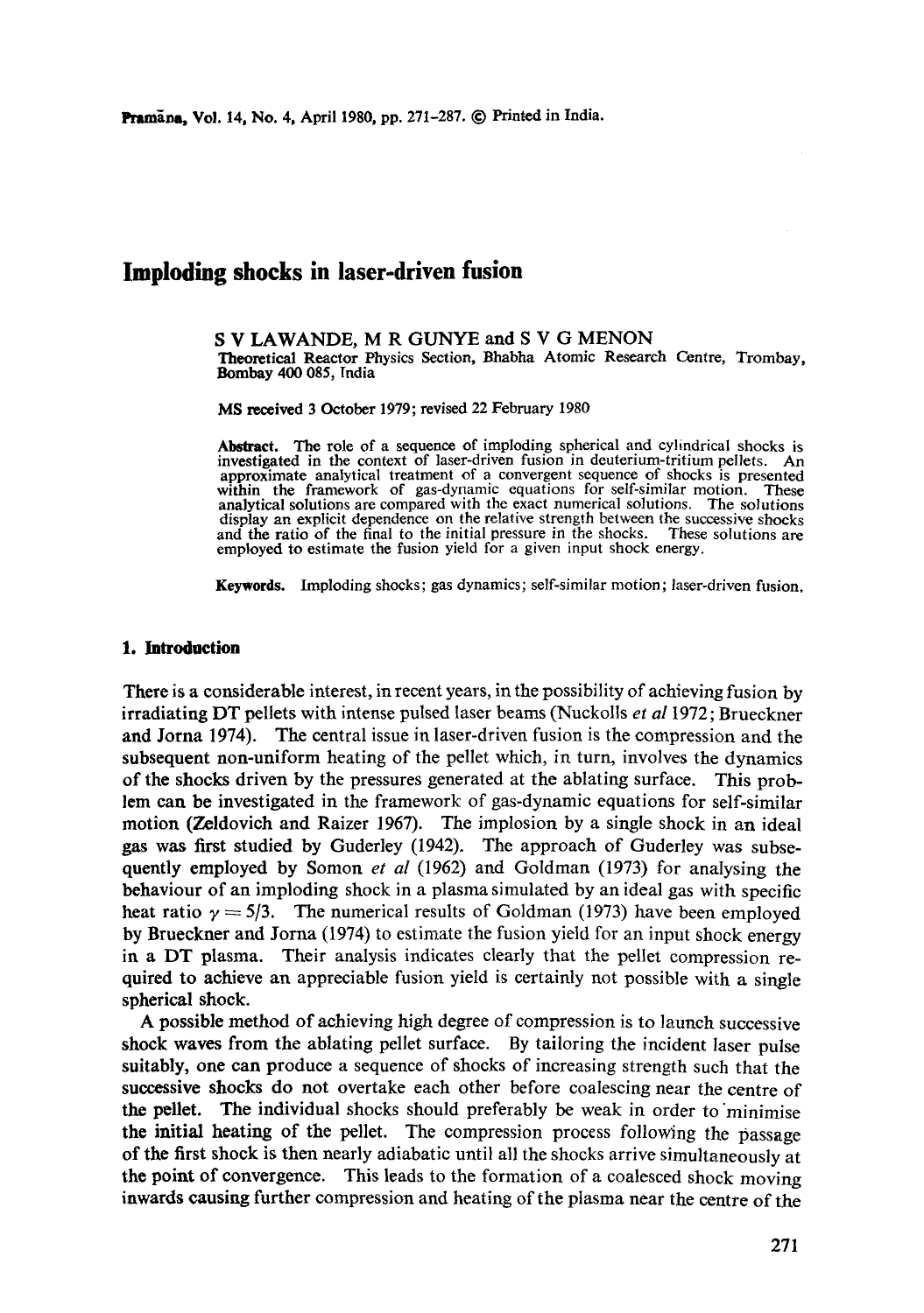# Imploding shocks in laser-driven fusion

S V LAWANDE, M R GUNYE and S V G MENON

Theoretical Reactor Physics Section, Bhabha Atomic Research Centre, Trombay, Bombay 400 085, India

MS received 3 October 1979; revised 22 February 1980

**Abstract.** The role of a sequence of imploding spherical and cylindrical shocks is investigated in the context of laser-driven fusion in deuterium-tritium pellets. An approximate analytical treatment of a convergent sequence of shocks is presented within the framework of gas-dynamic equations for self-similar motion. These analytical solutions are compared with the exact numerical solutions. The solutions display an explicit dependence on the relative strength between the successive shocks and the ratio of the final to the initial pressure in the shocks. These solutions are employed to estimate the fusion yield for a given input shock energy.

**Keywords.** Imploding shocks; gas dynamics; self-similar motion; laser-driven fusion.

## 1. Introduction

There is a considerable interest, in recent years, in the possibility of achieving fusion by irradiating DT pellets with intense pulsed laser beams (Nuckolls *et al* 1972; Brueckner and Jorna 1974). The central issue in laser-driven fusion is the compression and the subsequent non-uniform heating of the pellet which, in turn, involves the dynamics of the shocks driven by the pressures generated at the ablating surface. This problem can be investigated in the framework of gas-dynamic equations for self-similar motion (Zeldovich and Raizer 1967). The implosion by a single shock in an ideal gas was first studied by Guderley (1942). The approach of Guderley was subsequently employed by Somon *et al* (1962) and Goldman (1973) for analysing the behaviour of an imploding shock in a plasma simulated by an ideal gas with specific heat ratio $\gamma = 5/3$. The numerical results of Goldman (1973) have been employed by Brueckner and Jorna (1974) to estimate the fusion yield for an input shock energy in a DT plasma. Their analysis indicates clearly that the pellet compression required to achieve an appreciable fusion yield is certainly not possible with a single spherical shock.

A possible method of achieving high degree of compression is to launch successive shock waves from the ablating pellet surface. By tailoring the incident laser pulse suitably, one can produce a sequence of shocks of increasing strength such that the successive shocks do not overtake each other before coalescing near the centre of the pellet. The individual shocks should preferably be weak in order to minimise the initial heating of the pellet. The compression process following the passage of the first shock is then nearly adiabatic until all the shocks arrive simultaneously at the point of convergence. This leads to the formation of a coalesced shock moving inwards causing further compression and heating of the plasma near the centre of the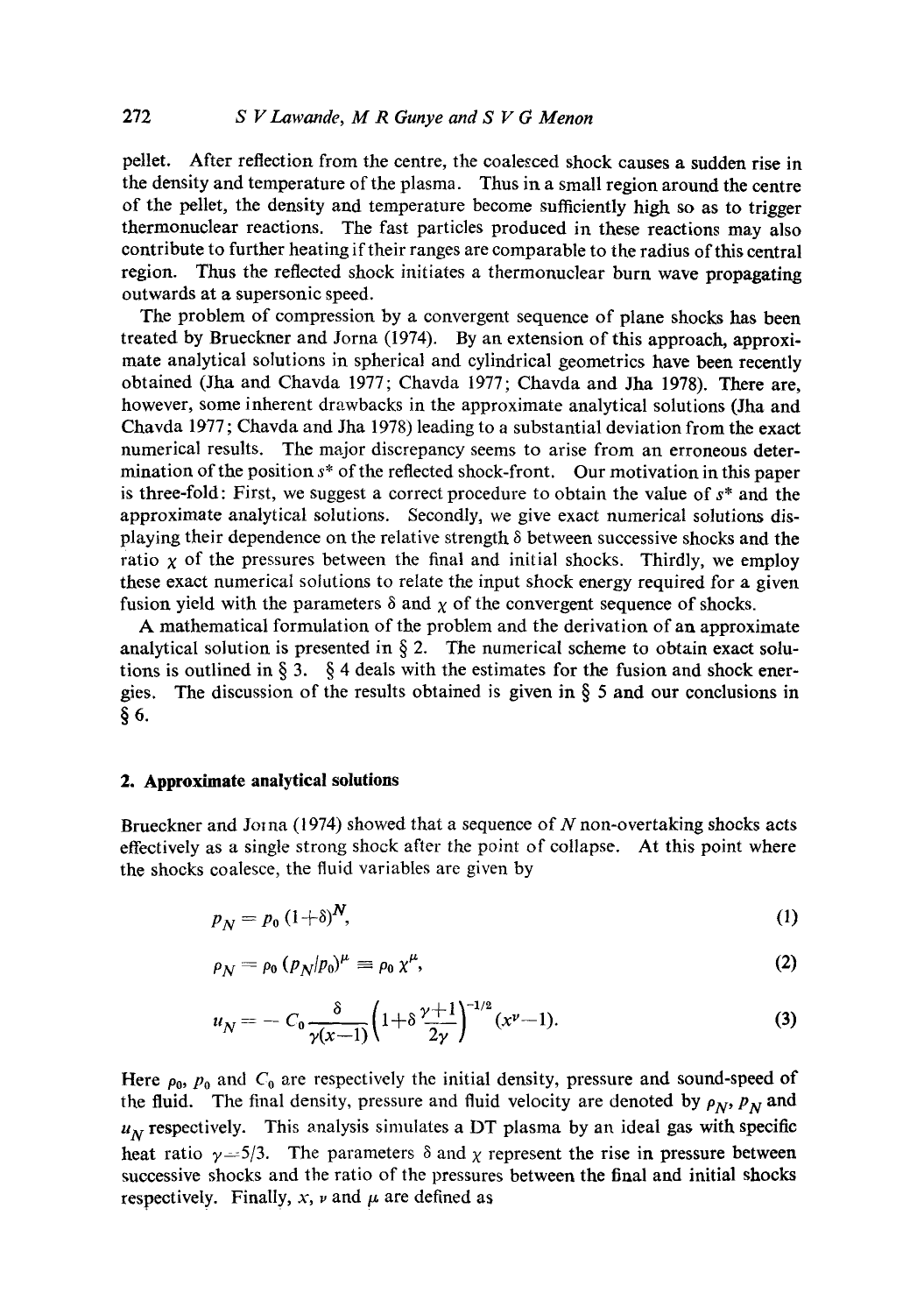pellet. After reflection from the centre, the coalesced shock causes a sudden rise in the density and temperature of the plasma. Thus in a small region around the centre of the pellet, the density and temperature become sufficiently high so as to trigger thermonuclear reactions. The fast particles produced in these reactions may also contribute to further heating if their ranges are comparable to the radius of this central region. Thus the reflected shock initiates a thermonuclear burn wave propagating outwards at a supersonic speed.

The problem of compression by a convergent sequence of plane shocks has been treated by Brueckner and Jorna (1974). By an extension of this approach, approximate analytical solutions in spherical and cylindrical geometries have been recently obtained (Jha and Chavda 1977; Chavda 1977; Chavda and Jha 1978). There are, however, some inherent drawbacks in the approximate analytical solutions (Jha and Chavda 1977; Chavda and Jha 1978) leading to a substantial deviation from the exact numerical results. The major discrepancy seems to arise from an erroneous determination of the position $s^*$ of the reflected shock-front. Our motivation in this paper is three-fold: First, we suggest a correct procedure to obtain the value of $s^*$ and the approximate analytical solutions. Secondly, we give exact numerical solutions displaying their dependence on the relative strength $\delta$ between successive shocks and the ratio $\chi$ of the pressures between the final and initial shocks. Thirdly, we employ these exact numerical solutions to relate the input shock energy required for a given fusion yield with the parameters $\delta$ and $\chi$ of the convergent sequence of shocks.

A mathematical formulation of the problem and the derivation of an approximate analytical solution is presented in § 2. The numerical scheme to obtain exact solutions is outlined in § 3. § 4 deals with the estimates for the fusion and shock energies. The discussion of the results obtained is given in § 5 and our conclusions in § 6.

## 2. Approximate analytical solutions

Brueckner and Jorna (1974) showed that a sequence of $N$ non-overtaking shocks acts effectively as a single strong shock after the point of collapse. At this point where the shocks coalesce, the fluid variables are given by

$$p_N = p_0\,(1+\delta)^N, \tag{1}$$

$$\rho_N = \rho_0\,(p_N/p_0)^{\mu} \equiv \rho_0\,\chi^{\mu}, \tag{2}$$

$$u_N = -\,C_0\,\frac{\delta}{\gamma(x-1)}\left(1+\delta\,\frac{\gamma+1}{2\gamma}\right)^{-1/2}(x^{\nu}-1). \tag{3}$$

Here $\rho_0$, $p_0$ and $C_0$ are respectively the initial density, pressure and sound-speed of the fluid. The final density, pressure and fluid velocity are denoted by $\rho_N$, $p_N$ and $u_N$ respectively. This analysis simulates a DT plasma by an ideal gas with specific heat ratio $\gamma=5/3$. The parameters $\delta$ and $\chi$ represent the rise in pressure between successive shocks and the ratio of the pressures between the final and initial shocks respectively. Finally, $x$, $\nu$ and $\mu$ are defined as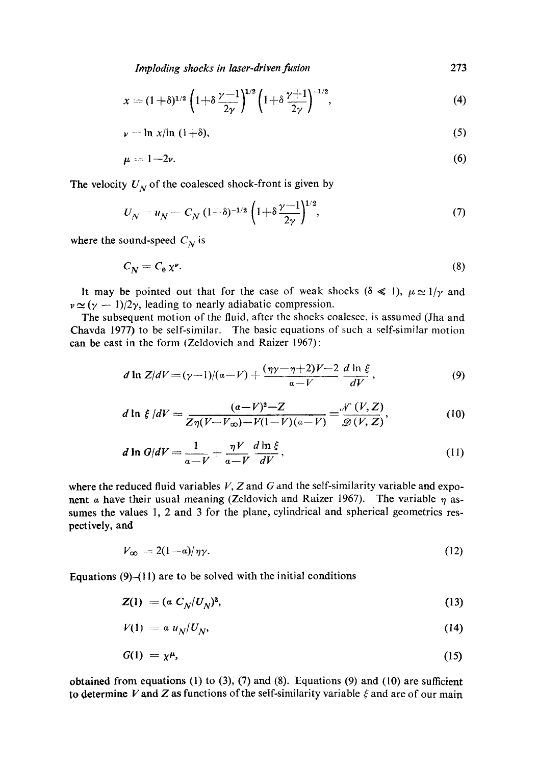$$x = (1+\delta)^{1/2}\left(1+\delta\frac{\gamma-1}{2\gamma}\right)^{1/2}\left(1+\delta\frac{\gamma+1}{2\gamma}\right)^{-1/2}, \tag{4}$$

$$\nu = \ln x/\ln(1+\delta), \tag{5}$$

$$\mu = 1-2\nu. \tag{6}$$

The velocity $U_N$ of the coalesced shock-front is given by

$$U_N = u_N - C_N(1+\delta)^{-1/2}\left(1+\delta\frac{\gamma-1}{2\gamma}\right)^{1/2}, \tag{7}$$

where the sound-speed $C_N$ is

$$C_N = C_0\,\chi^{\nu}. \tag{8}$$

It may be pointed out that for the case of weak shocks ($\delta \ll 1$), $\mu \simeq 1/\gamma$ and $\nu \simeq (\gamma-1)/2\gamma$, leading to nearly adiabatic compression.

The subsequent motion of the fluid, after the shocks coalesce, is assumed (Jha and Chavda 1977) to be self-similar. The basic equations of such a self-similar motion can be cast in the form (Zeldovich and Raizer 1967):

$$d\ln Z/dV = (\gamma-1)/(a-V) + \frac{(\eta\gamma-\eta+2)V-2}{a-V}\frac{d\ln\xi}{dV}, \tag{9}$$

$$d\ln\xi/dV = \frac{(a-V)^2-Z}{Z\eta(V-V_\infty)-V(1-V)(a-V)} \equiv \frac{\mathcal{N}(V,Z)}{\mathcal{D}(V,Z)}, \tag{10}$$

$$d\ln G/dV = \frac{1}{a-V} + \frac{\eta V}{a-V}\frac{d\ln\xi}{dV}, \tag{11}$$

where the reduced fluid variables $V$, $Z$ and $G$ and the self-similarity variable and exponent $a$ have their usual meaning (Zeldovich and Raizer 1967). The variable $\eta$ assumes the values 1, 2 and 3 for the plane, cylindrical and spherical geometries respectively, and

$$V_\infty = 2(1-a)/\eta\gamma. \tag{12}$$

Equations (9)–(11) are to be solved with the initial conditions

$$Z(1) = (a\,C_N/U_N)^2, \tag{13}$$

$$V(1) = a\,u_N/U_N, \tag{14}$$

$$G(1) = \chi^{\mu}, \tag{15}$$

obtained from equations (1) to (3), (7) and (8). Equations (9) and (10) are sufficient to determine $V$ and $Z$ as functions of the self-similarity variable $\xi$ and are of our main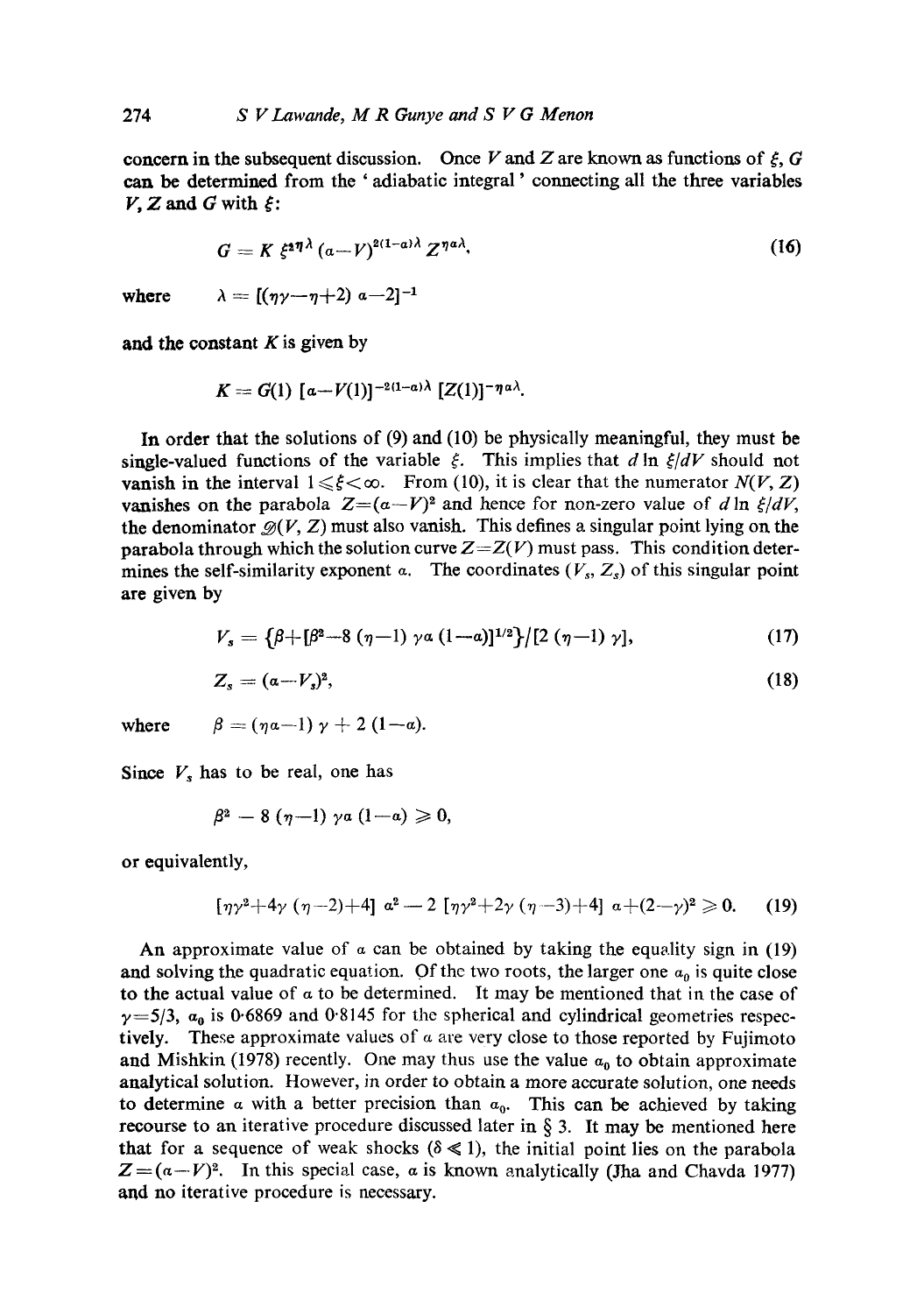concern in the subsequent discussion. Once $V$ and $Z$ are known as functions of $\xi$, $G$ can be determined from the 'adiabatic integral' connecting all the three variables $V$, $Z$ and $G$ with $\xi$:

$$G = K\,\xi^{2\eta\lambda}\,(a-V)^{2(1-a)\lambda}\,Z^{\eta a\lambda}, \tag{16}$$

where $\lambda = [(\eta\gamma - \eta + 2)\,a - 2]^{-1}$

and the constant $K$ is given by

$$K = G(1)\,[a - V(1)]^{-2(1-a)\lambda}\,[Z(1)]^{-\eta a\lambda}.$$

In order that the solutions of (9) and (10) be physically meaningful, they must be single-valued functions of the variable $\xi$. This implies that $d\ln\xi/dV$ should not vanish in the interval $1 \leqslant \xi < \infty$. From (10), it is clear that the numerator $N(V, Z)$ vanishes on the parabola $Z = (a-V)^2$ and hence for non-zero value of $d\ln\xi/dV$, the denominator $\mathscr{D}(V, Z)$ must also vanish. This defines a singular point lying on the parabola through which the solution curve $Z = Z(V)$ must pass. This condition determines the self-similarity exponent $a$. The coordinates $(V_s, Z_s)$ of this singular point are given by

$$V_s = \{\beta + [\beta^2 - 8\,(\eta-1)\,\gamma a\,(1-a)]^{1/2}\}/[2\,(\eta-1)\,\gamma], \tag{17}$$

$$Z_s = (a - V_s)^2, \tag{18}$$

where $\beta = (\eta a - 1)\,\gamma + 2\,(1-a)$.

Since $V_s$ has to be real, one has

$$\beta^2 - 8\,(\eta-1)\,\gamma a\,(1-a) \geqslant 0,$$

or equivalently,

$$[\eta\gamma^2 + 4\gamma\,(\eta-2) + 4]\,a^2 - 2\,[\eta\gamma^2 + 2\gamma\,(\eta-3) + 4]\,a + (2-\gamma)^2 \geqslant 0. \tag{19}$$

An approximate value of $a$ can be obtained by taking the equality sign in (19) and solving the quadratic equation. Of the two roots, the larger one $a_0$ is quite close to the actual value of $a$ to be determined. It may be mentioned that in the case of $\gamma = 5/3$, $a_0$ is 0·6869 and 0·8145 for the spherical and cylindrical geometries respectively. These approximate values of $a$ are very close to those reported by Fujimoto and Mishkin (1978) recently. One may thus use the value $a_0$ to obtain approximate analytical solution. However, in order to obtain a more accurate solution, one needs to determine $a$ with a better precision than $a_0$. This can be achieved by taking recourse to an iterative procedure discussed later in § 3. It may be mentioned here that for a sequence of weak shocks ($\delta \ll 1$), the initial point lies on the parabola $Z = (a-V)^2$. In this special case, $a$ is known analytically (Jha and Chavda 1977) and no iterative procedure is necessary.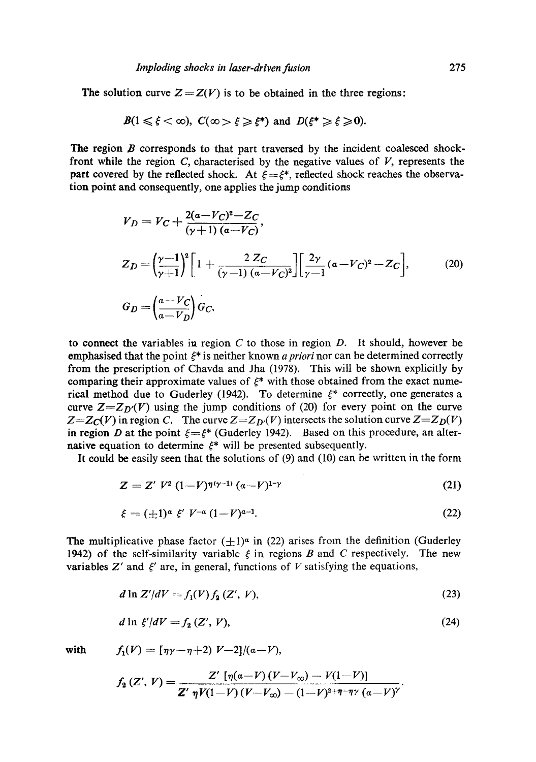The solution curve $Z = Z(V)$ is to be obtained in the three regions:

$$B(1 \leqslant \xi < \infty),\ C(\infty > \xi \geqslant \xi^*) \text{ and } D(\xi^* \geqslant \xi \geqslant 0).$$

The region $B$ corresponds to that part traversed by the incident coalesced shock-front while the region $C$, characterised by the negative values of $V$, represents the part covered by the reflected shock. At $\xi = \xi^*$, reflected shock reaches the observation point and consequently, one applies the jump conditions

$$V_D = V_C + \frac{2(a-V_C)^2 - Z_C}{(\gamma+1)(a-V_C)},$$

$$Z_D = \left(\frac{\gamma-1}{\gamma+1}\right)^2 \left[1 + \frac{2 Z_C}{(\gamma-1)(a-V_C)^2}\right]\left[\frac{2\gamma}{\gamma-1}(a-V_C)^2 - Z_C\right], \tag{20}$$

$$G_D = \left(\frac{a-V_C}{a-V_D}\right) G_C,$$

to connect the variables in region $C$ to those in region $D$. It should, however be emphasised that the point $\xi^*$ is neither known *a priori* nor can be determined correctly from the prescription of Chavda and Jha (1978). This will be shown explicitly by comparing their approximate values of $\xi^*$ with those obtained from the exact numerical method due to Guderley (1942). To determine $\xi^*$ correctly, one generates a curve $Z = Z_{D'}(V)$ using the jump conditions of (20) for every point on the curve $Z = Z_C(V)$ in region $C$. The curve $Z = Z_{D'}(V)$ intersects the solution curve $Z = Z_D(V)$ in region $D$ at the point $\xi = \xi^*$ (Guderley 1942). Based on this procedure, an alternative equation to determine $\xi^*$ will be presented subsequently.

It could be easily seen that the solutions of (9) and (10) can be written in the form

$$Z = Z' \, V^2 (1-V)^{\eta(\gamma-1)} (a-V)^{1-\gamma} \tag{21}$$

$$\xi = (\pm 1)^a \, \xi' \, V^{-a} (1-V)^{a-1}. \tag{22}$$

The multiplicative phase factor $(\pm 1)^a$ in (22) arises from the definition (Guderley 1942) of the self-similarity variable $\xi$ in regions $B$ and $C$ respectively. The new variables $Z'$ and $\xi'$ are, in general, functions of $V$ satisfying the equations,

$$d \ln Z'/dV = f_1(V) f_2(Z', V), \tag{23}$$

$$d \ln \xi'/dV = f_2(Z', V), \tag{24}$$

with $\quad f_1(V) = [\eta\gamma - \eta + 2)\, V - 2]/(a-V),$

$$f_2(Z', V) = \frac{Z' \, [\eta(a-V)(V-V_\infty) - V(1-V)]}{Z' \, \eta V(1-V)(V-V_\infty) - (1-V)^{2+\eta-\eta\gamma} (a-V)^\gamma}.$$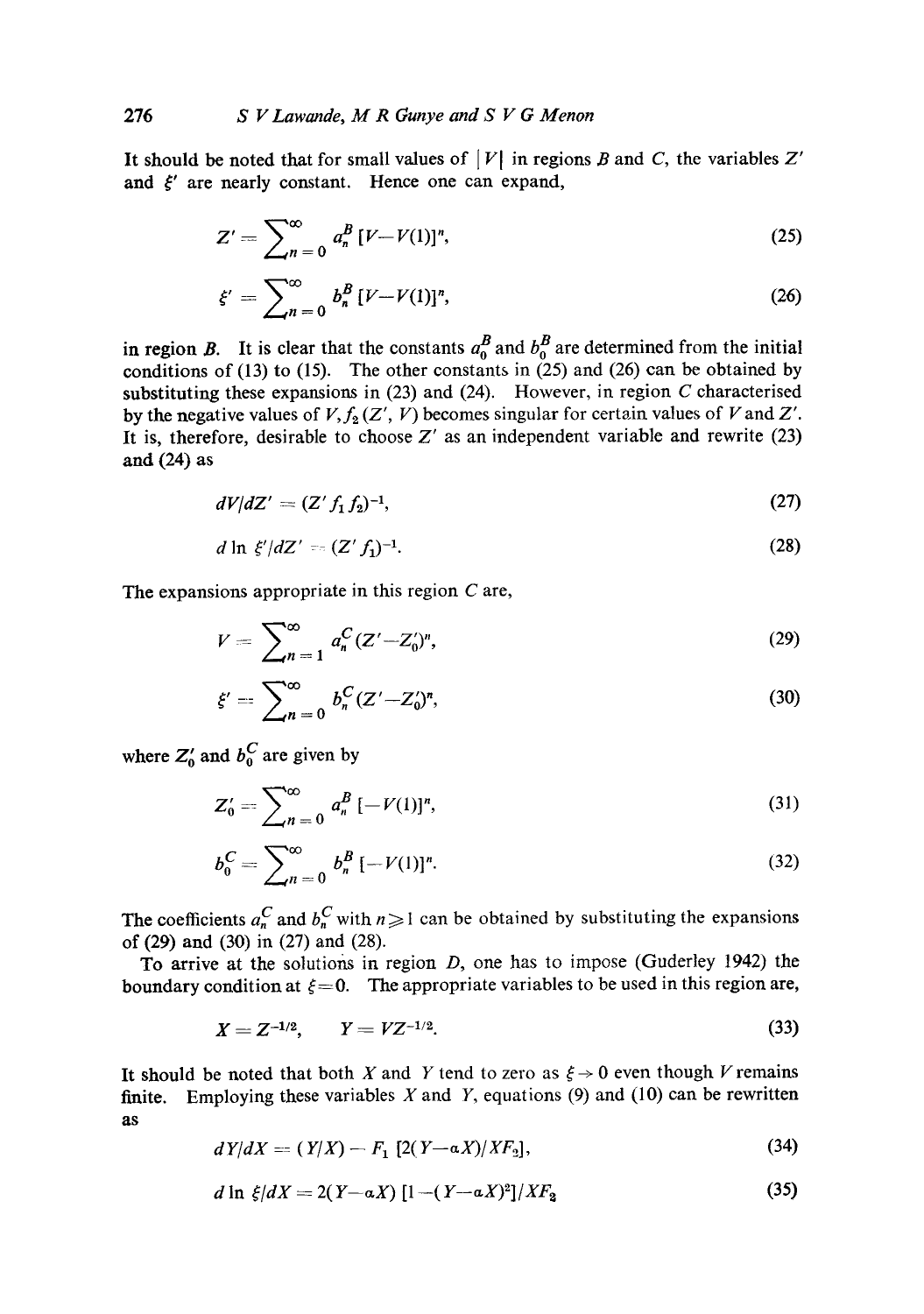It should be noted that for small values of $|V|$ in regions $B$ and $C$, the variables $Z'$ and $\xi'$ are nearly constant. Hence one can expand,

$$Z' = \sum_{n=0}^{\infty} a_n^B [V - V(1)]^n, \tag{25}$$

$$\xi' = \sum_{n=0}^{\infty} b_n^B [V - V(1)]^n, \tag{26}$$

in region $B$. It is clear that the constants $a_0^B$ and $b_0^B$ are determined from the initial conditions of (13) to (15). The other constants in (25) and (26) can be obtained by substituting these expansions in (23) and (24). However, in region $C$ characterised by the negative values of $V, f_2(Z', V)$ becomes singular for certain values of $V$ and $Z'$. It is, therefore, desirable to choose $Z'$ as an independent variable and rewrite (23) and (24) as

$$dV/dZ' = (Z' f_1 f_2)^{-1}, \tag{27}$$

$$d \ln \xi'/dZ' = (Z' f_1)^{-1}. \tag{28}$$

The expansions appropriate in this region $C$ are,

$$V = \sum_{n=1}^{\infty} a_n^C (Z' - Z_0')^n, \tag{29}$$

$$\xi' = \sum_{n=0}^{\infty} b_n^C (Z' - Z_0')^n, \tag{30}$$

where $Z_0'$ and $b_0^C$ are given by

$$Z_0' = \sum_{n=0}^{\infty} a_n^B [-V(1)]^n, \tag{31}$$

$$b_0^C = \sum_{n=0}^{\infty} b_n^B [-V(1)]^n. \tag{32}$$

The coefficients $a_n^C$ and $b_n^C$ with $n \geq 1$ can be obtained by substituting the expansions of (29) and (30) in (27) and (28).

To arrive at the solutions in region $D$, one has to impose (Guderley 1942) the boundary condition at $\xi = 0$. The appropriate variables to be used in this region are,

$$X = Z^{-1/2}, \qquad Y = VZ^{-1/2}. \tag{33}$$

It should be noted that both $X$ and $Y$ tend to zero as $\xi \to 0$ even though $V$ remains finite. Employing these variables $X$ and $Y$, equations (9) and (10) can be rewritten as

$$dY/dX = (Y/X) - F_1 [2(Y - \alpha X)/XF_2], \tag{34}$$

$$d \ln \xi/dX = 2(Y - \alpha X) [1 - (Y - \alpha X)^2]/XF_2 \tag{35}$$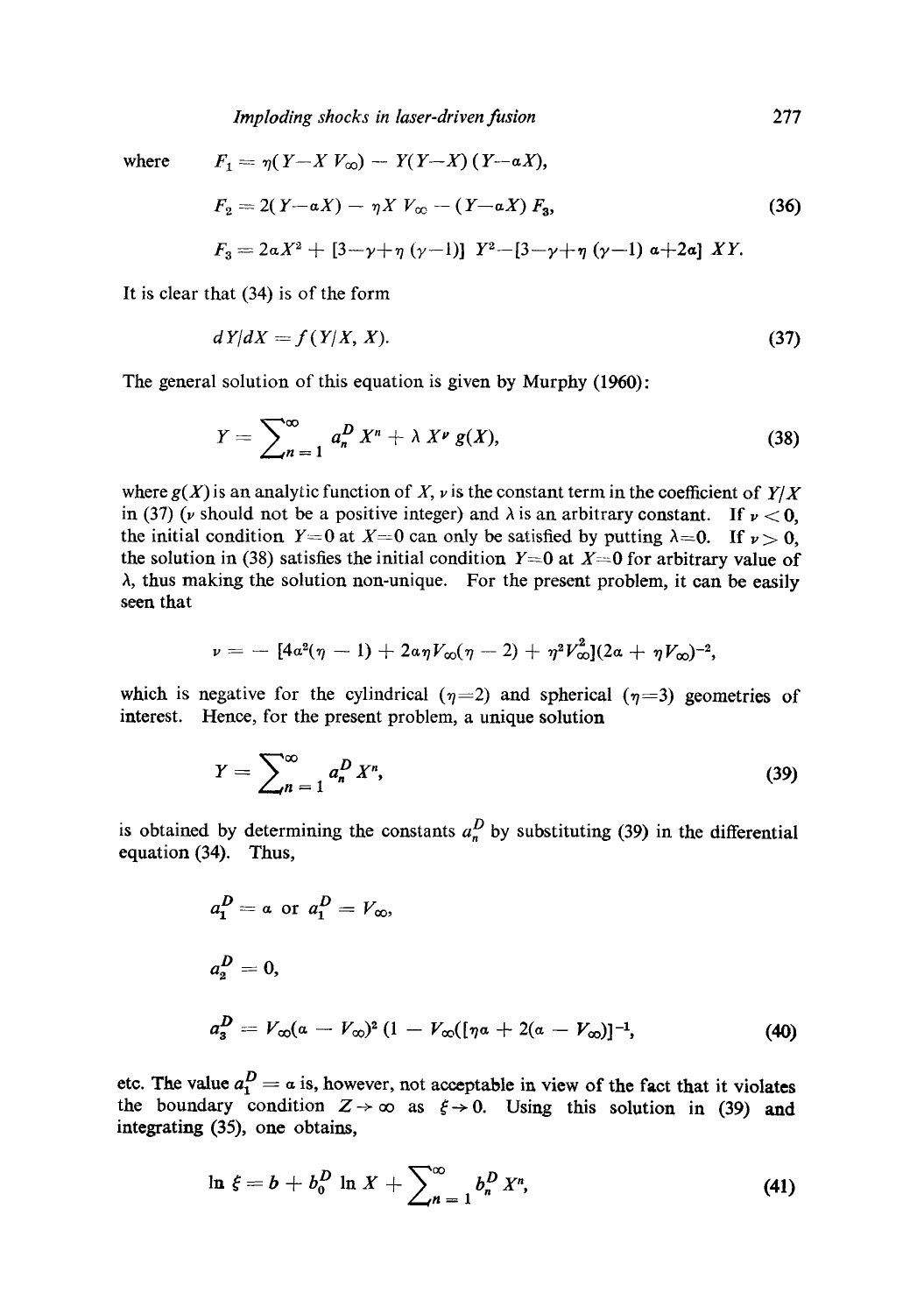where

$$
\begin{aligned}
F_1 &= \eta(Y - X\,V_\infty) - Y(Y-X)\,(Y-\alpha X),\\
F_2 &= 2(Y-\alpha X) - \eta X\,V_\infty - (Y-\alpha X)\,F_3,\\
F_3 &= 2\alpha X^2 + [3-\gamma+\eta\,(\gamma-1)]\;Y^2 - [3-\gamma+\eta\,(\gamma-1)\,\alpha + 2\alpha]\;XY.
\end{aligned}
\tag{36}
$$

It is clear that (34) is of the form

$$
dY/dX = f(Y/X,\,X). \tag{37}
$$

The general solution of this equation is given by Murphy (1960):

$$
Y = \sum_{n=1}^{\infty} a_n^D\,X^n + \lambda\,X^\nu\,g(X), \tag{38}
$$

where $g(X)$ is an analytic function of $X$, $\nu$ is the constant term in the coefficient of $Y/X$ in (37) ($\nu$ should not be a positive integer) and $\lambda$ is an arbitrary constant. If $\nu < 0$, the initial condition $Y=0$ at $X=0$ can only be satisfied by putting $\lambda=0$. If $\nu > 0$, the solution in (38) satisfies the initial condition $Y=0$ at $X=0$ for arbitrary value of $\lambda$, thus making the solution non-unique. For the present problem, it can be easily seen that

$$
\nu = -\,[4\alpha^2(\eta - 1) + 2\alpha\eta V_\infty(\eta - 2) + \eta^2 V_\infty^2](2\alpha + \eta V_\infty)^{-2},
$$

which is negative for the cylindrical ($\eta=2$) and spherical ($\eta=3$) geometries of interest. Hence, for the present problem, a unique solution

$$
Y = \sum_{n=1}^{\infty} a_n^D\,X^n, \tag{39}
$$

is obtained by determining the constants $a_n^D$ by substituting (39) in the differential equation (34). Thus,

$$
\begin{aligned}
&a_1^D = \alpha \;\text{ or }\; a_1^D = V_\infty,\\
&a_2^D = 0,\\
&a_3^D = V_\infty(\alpha - V_\infty)^2\,(1 - V_\infty([\eta\alpha + 2(\alpha - V_\infty)]^{-1},
\end{aligned}
\tag{40}
$$

etc. The value $a_1^D = \alpha$ is, however, not acceptable in view of the fact that it violates the boundary condition $Z \to \infty$ as $\xi \to 0$. Using this solution in (39) and integrating (35), one obtains,

$$
\ln \xi = b + b_0^D \ln X + \sum_{n=1}^{\infty} b_n^D\,X^n, \tag{41}
$$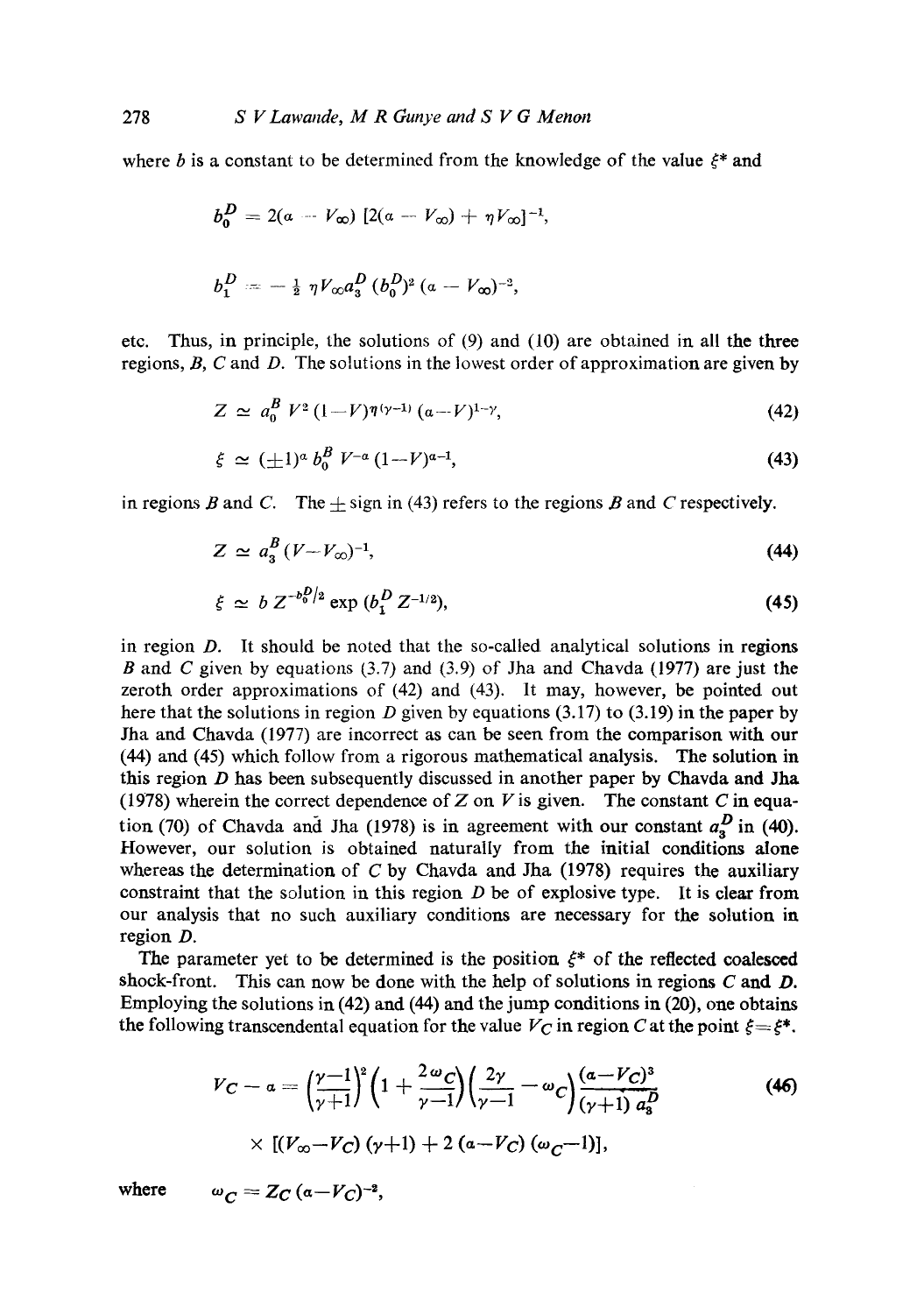where $b$ is a constant to be determined from the knowledge of the value $\xi^*$ and

$$b_0^D = 2(a - V_\infty) [2(a - V_\infty) + \eta V_\infty]^{-1},$$

$$b_1^D = -\tfrac{1}{2} \eta V_\infty a_3^D (b_0^D)^2 (a - V_\infty)^{-2},$$

etc. Thus, in principle, the solutions of (9) and (10) are obtained in all the three regions, $B$, $C$ and $D$. The solutions in the lowest order of approximation are given by

$$Z \simeq a_0^B V^2 (1-V)^{\eta(\gamma-1)} (a-V)^{1-\gamma}, \tag{42}$$

$$\xi \simeq (\pm 1)^a b_0^B V^{-a} (1-V)^{a-1}, \tag{43}$$

in regions $B$ and $C$. The $\pm$ sign in (43) refers to the regions $B$ and $C$ respectively.

$$Z \simeq a_3^B (V - V_\infty)^{-1}, \tag{44}$$

$$\xi \simeq b\, Z^{-b_0^D/2} \exp (b_1^D Z^{-1/2}), \tag{45}$$

in region $D$. It should be noted that the so-called analytical solutions in regions $B$ and $C$ given by equations (3.7) and (3.9) of Jha and Chavda (1977) are just the zeroth order approximations of (42) and (43). It may, however, be pointed out here that the solutions in region $D$ given by equations (3.17) to (3.19) in the paper by Jha and Chavda (1977) are incorrect as can be seen from the comparison with our (44) and (45) which follow from a rigorous mathematical analysis. The solution in this region $D$ has been subsequently discussed in another paper by Chavda and Jha (1978) wherein the correct dependence of $Z$ on $V$ is given. The constant $C$ in equation (70) of Chavda and Jha (1978) is in agreement with our constant $a_3^D$ in (40). However, our solution is obtained naturally from the initial conditions alone whereas the determination of $C$ by Chavda and Jha (1978) requires the auxiliary constraint that the solution in this region $D$ be of explosive type. It is clear from our analysis that no such auxiliary conditions are necessary for the solution in region $D$.

The parameter yet to be determined is the position $\xi^*$ of the reflected coalesced shock-front. This can now be done with the help of solutions in regions $C$ and $D$. Employing the solutions in (42) and (44) and the jump conditions in (20), one obtains the following transcendental equation for the value $V_C$ in region $C$ at the point $\xi = \xi^*$.

$$V_C - a = \left(\frac{\gamma-1}{\gamma+1}\right)^2 \left(1 + \frac{2\omega_C}{\gamma-1}\right)\left(\frac{2\gamma}{\gamma-1} - \omega_C\right)\frac{(a-V_C)^3}{(\gamma+1)\, a_3^D} \tag{46}$$

$$\times [(V_\infty - V_C)(\gamma+1) + 2(a - V_C)(\omega_C - 1)],$$

where $\quad \omega_C = Z_C (a - V_C)^{-2},$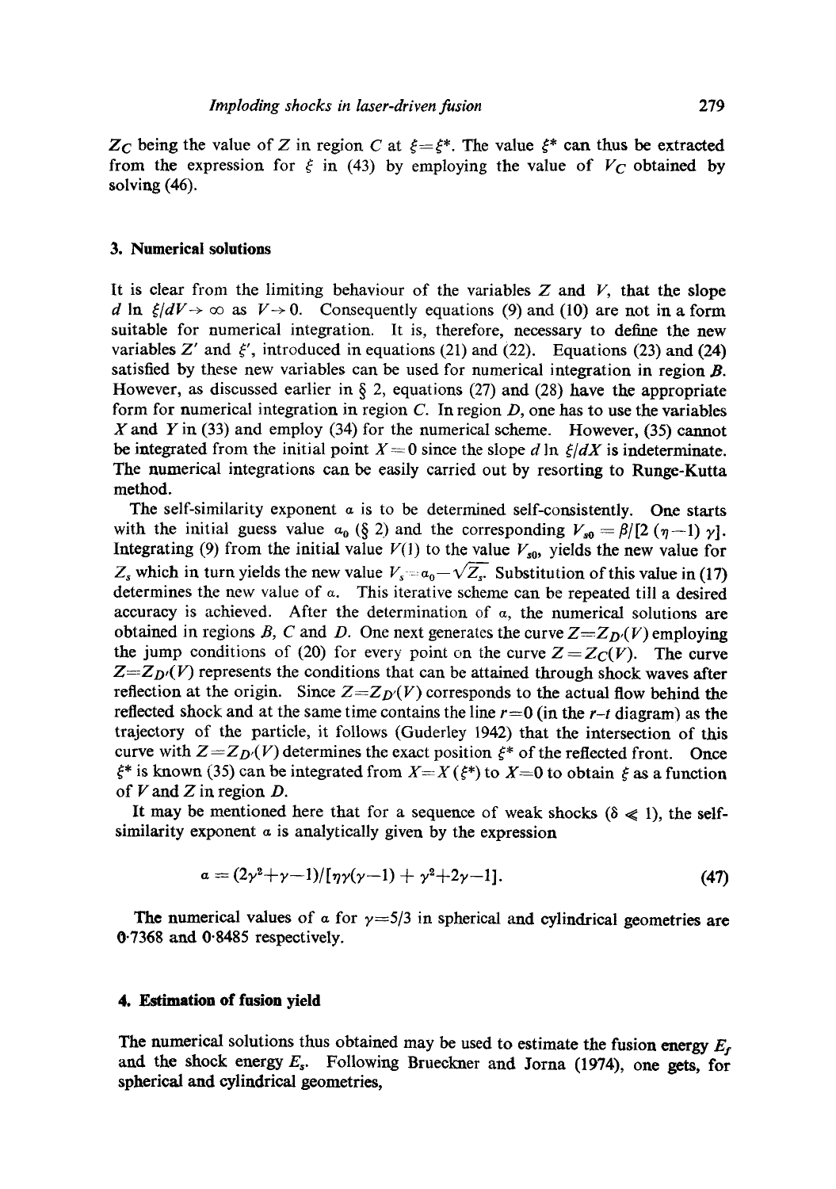$Z_C$ being the value of $Z$ in region $C$ at $\xi = \xi^*$. The value $\xi^*$ can thus be extracted from the expression for $\xi$ in (43) by employing the value of $V_C$ obtained by solving (46).

## 3. Numerical solutions

It is clear from the limiting behaviour of the variables $Z$ and $V$, that the slope $d \ln \xi / dV \to \infty$ as $V \to 0$. Consequently equations (9) and (10) are not in a form suitable for numerical integration. It is, therefore, necessary to define the new variables $Z'$ and $\xi'$, introduced in equations (21) and (22). Equations (23) and (24) satisfied by these new variables can be used for numerical integration in region $B$. However, as discussed earlier in § 2, equations (27) and (28) have the appropriate form for numerical integration in region $C$. In region $D$, one has to use the variables $X$ and $Y$ in (33) and employ (34) for the numerical scheme. However, (35) cannot be integrated from the initial point $X = 0$ since the slope $d \ln \xi / dX$ is indeterminate. The numerical integrations can be easily carried out by resorting to Runge-Kutta method.

The self-similarity exponent $\alpha$ is to be determined self-consistently. One starts with the initial guess value $\alpha_0$ (§ 2) and the corresponding $V_{s0} = \beta / [2(\eta - 1)\gamma]$. Integrating (9) from the initial value $V(1)$ to the value $V_{s0}$, yields the new value for $Z_s$ which in turn yields the new value $V_s = \alpha_0 - \sqrt{Z_s}$. Substitution of this value in (17) determines the new value of $\alpha$. This iterative scheme can be repeated till a desired accuracy is achieved. After the determination of $\alpha$, the numerical solutions are obtained in regions $B$, $C$ and $D$. One next generates the curve $Z = Z_{D'}(V)$ employing the jump conditions of (20) for every point on the curve $Z = Z_C(V)$. The curve $Z = Z_{D'}(V)$ represents the conditions that can be attained through shock waves after reflection at the origin. Since $Z = Z_{D'}(V)$ corresponds to the actual flow behind the reflected shock and at the same time contains the line $r = 0$ (in the $r$–$t$ diagram) as the trajectory of the particle, it follows (Guderley 1942) that the intersection of this curve with $Z = Z_{D'}(V)$ determines the exact position $\xi^*$ of the reflected front. Once $\xi^*$ is known (35) can be integrated from $X = X(\xi^*)$ to $X = 0$ to obtain $\xi$ as a function of $V$ and $Z$ in region $D$.

It may be mentioned here that for a sequence of weak shocks ($\delta \ll 1$), the self-similarity exponent $\alpha$ is analytically given by the expression

$$\alpha = (2\gamma^2 + \gamma - 1) / [\eta\gamma(\gamma - 1) + \gamma^2 + 2\gamma - 1]. \tag{47}$$

The numerical values of $\alpha$ for $\gamma = 5/3$ in spherical and cylindrical geometries are 0·7368 and 0·8485 respectively.

## 4. Estimation of fusion yield

The numerical solutions thus obtained may be used to estimate the fusion energy $E_f$ and the shock energy $E_s$. Following Brueckner and Jorna (1974), one gets, for spherical and cylindrical geometries,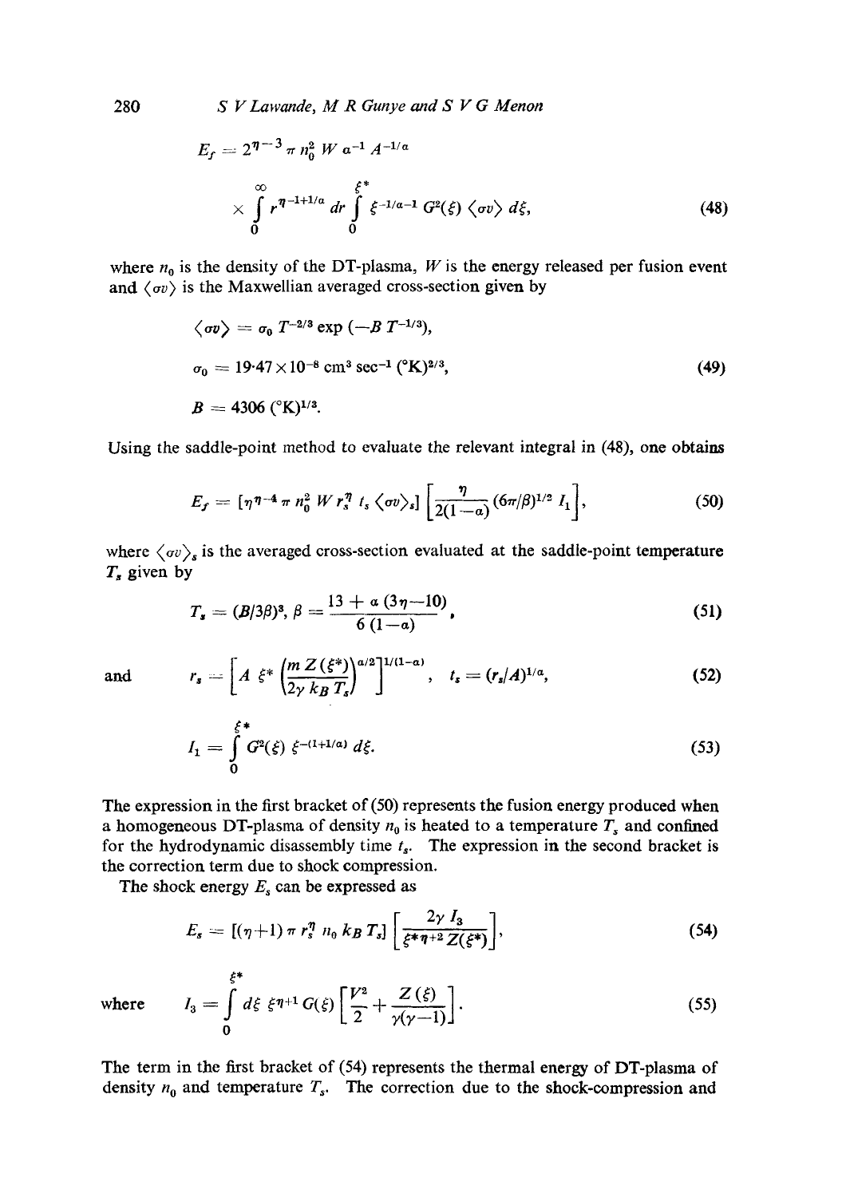$$E_f = 2^{\eta-3} \pi n_0^2 W a^{-1} A^{-1/a}$$

$$\times \int_0^\infty r^{\eta-1+1/a} dr \int_0^{\xi^*} \xi^{-1/a-1} G^2(\xi) \langle \sigma v \rangle d\xi, \tag{48}$$

where $n_0$ is the density of the DT-plasma, $W$ is the energy released per fusion event and $\langle \sigma v \rangle$ is the Maxwellian averaged cross-section given by

$$\langle \sigma v \rangle = \sigma_0 T^{-2/3} \exp(-B T^{-1/3}),$$

$$\sigma_0 = 19{\cdot}47 \times 10^{-8} \text{ cm}^3 \text{ sec}^{-1} (°\text{K})^{2/3}, \tag{49}$$

$$B = 4306 \, (°\text{K})^{1/3}.$$

Using the saddle-point method to evaluate the relevant integral in (48), one obtains

$$E_f = [\eta^{\eta-4} \pi n_0^2 W r_s^\eta t_s \langle \sigma v \rangle_s] \left[ \frac{\eta}{2(1-a)} (6\pi/\beta)^{1/2} I_1 \right], \tag{50}$$

where $\langle \sigma v \rangle_s$ is the averaged cross-section evaluated at the saddle-point temperature $T_s$ given by

$$T_s = (B/3\beta)^3, \; \beta = \frac{13 + a(3\eta - 10)}{6(1-a)}, \tag{51}$$

and

$$r_s = \left[ A \, \xi^* \left( \frac{m Z(\xi^*)}{2\gamma k_B T_s} \right)^{a/2} \right]^{1/(1-a)}, \quad t_s = (r_s/A)^{1/a}, \tag{52}$$

$$I_1 = \int_0^{\xi^*} G^2(\xi) \, \xi^{-(1+1/a)} d\xi. \tag{53}$$

The expression in the first bracket of (50) represents the fusion energy produced when a homogeneous DT-plasma of density $n_0$ is heated to a temperature $T_s$ and confined for the hydrodynamic disassembly time $t_s$. The expression in the second bracket is the correction term due to shock compression.

The shock energy $E_s$ can be expressed as

$$E_s = [(\eta+1) \pi r_s^\eta n_0 k_B T_s] \left[ \frac{2\gamma I_3}{\xi^{*\eta+2} Z(\xi^*)} \right], \tag{54}$$

where

$$I_3 = \int_0^{\xi^*} d\xi \, \xi^{\eta+1} G(\xi) \left[ \frac{V^2}{2} + \frac{Z(\xi)}{\gamma(\gamma-1)} \right]. \tag{55}$$

The term in the first bracket of (54) represents the thermal energy of DT-plasma of density $n_0$ and temperature $T_s$. The correction due to the shock-compression and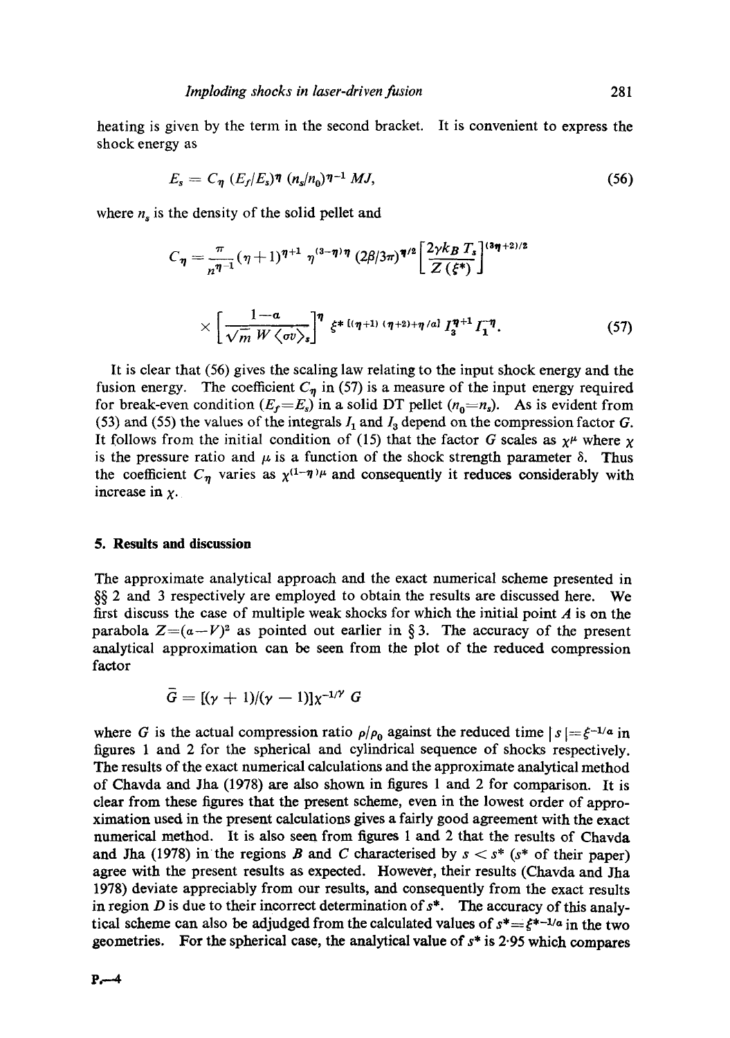heating is given by the term in the second bracket. It is convenient to express the shock energy as

$$E_s = C_\eta \, (E_f/E_s)^\eta \, (n_s/n_0)^{\eta-1} \, MJ, \tag{56}$$

where $n_s$ is the density of the solid pellet and

$$C_\eta = \frac{\pi}{n^{\eta-1}} (\eta+1)^{\eta+1} \, \eta^{(3-\eta)\eta} \, (2\beta/3\pi)^{\eta/2} \left[\frac{2\gamma k_B T_s}{Z(\xi^*)}\right]^{(3\eta+2)/2}$$

$$\times \left[\frac{1-a}{\sqrt{m}\, W \langle \sigma v \rangle_s}\right]^\eta \xi^{*\,[(\eta+1)(\eta+2)+\eta/a]} \, I_3^{\eta+1} \, I_1^{-\eta}. \tag{57}$$

It is clear that (56) gives the scaling law relating to the input shock energy and the fusion energy. The coefficient $C_\eta$ in (57) is a measure of the input energy required for break-even condition ($E_f = E_s$) in a solid DT pellet ($n_0 = n_s$). As is evident from (53) and (55) the values of the integrals $I_1$ and $I_3$ depend on the compression factor $G$. It follows from the initial condition of (15) that the factor $G$ scales as $\chi^\mu$ where $\chi$ is the pressure ratio and $\mu$ is a function of the shock strength parameter $\delta$. Thus the coefficient $C_\eta$ varies as $\chi^{(1-\eta)\mu}$ and consequently it reduces considerably with increase in $\chi$.

## 5. Results and discussion

The approximate analytical approach and the exact numerical scheme presented in §§ 2 and 3 respectively are employed to obtain the results are discussed here. We first discuss the case of multiple weak shocks for which the initial point $A$ is on the parabola $Z = (a - V)^2$ as pointed out earlier in § 3. The accuracy of the present analytical approximation can be seen from the plot of the reduced compression factor

$$\bar{G} = [(\gamma+1)/(\gamma-1)] \chi^{-1/\gamma} \, G$$

where $G$ is the actual compression ratio $\rho/\rho_0$ against the reduced time $|s| (= \xi^{-1/a}$ in figures 1 and 2 for the spherical and cylindrical sequence of shocks respectively. The results of the exact numerical calculations and the approximate analytical method of Chavda and Jha (1978) are also shown in figures 1 and 2 for comparison. It is clear from these figures that the present scheme, even in the lowest order of approximation used in the present calculations gives a fairly good agreement with the exact numerical method. It is also seen from figures 1 and 2 that the results of Chavda and Jha (1978) in the regions $B$ and $C$ characterised by $s < s^*$ ($s^*$ of their paper) agree with the present results as expected. However, their results (Chavda and Jha 1978) deviate appreciably from our results, and consequently from the exact results in region $D$ is due to their incorrect determination of $s^*$. The accuracy of this analytical scheme can also be adjudged from the calculated values of $s^* = \xi^{*-1/a}$ in the two geometries. For the spherical case, the analytical value of $s^*$ is 2·95 which compares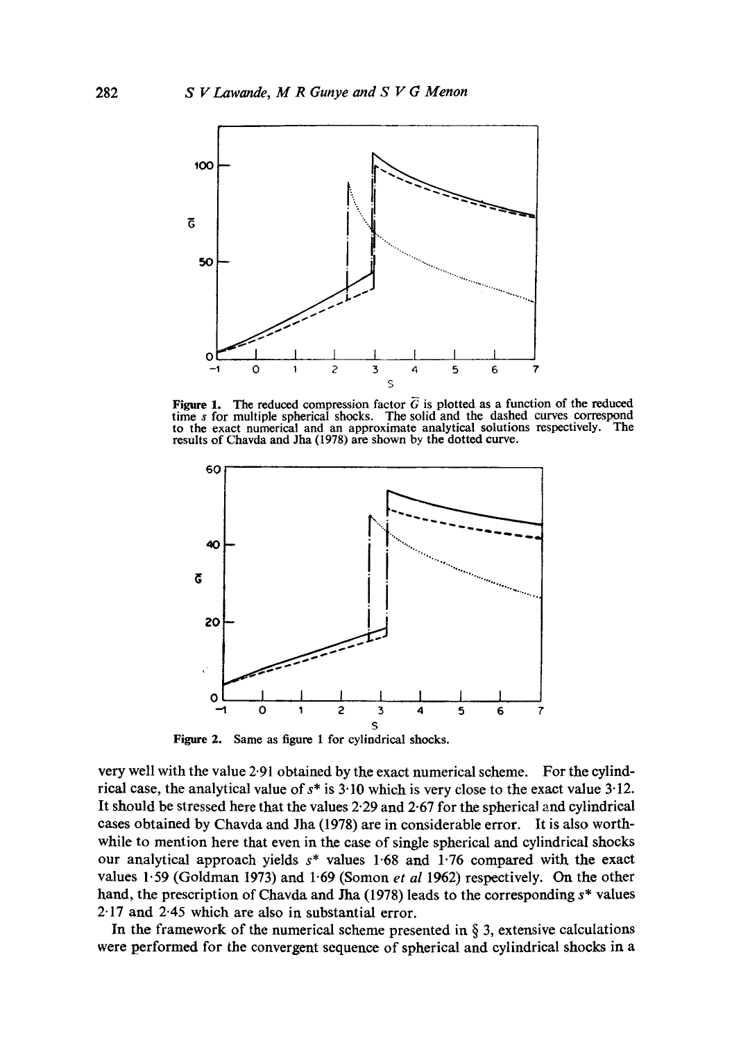**Figure 1.** The reduced compression factor $\bar{G}$ is plotted as a function of the reduced time $s$ for multiple spherical shocks. The solid and the dashed curves correspond to the exact numerical and an approximate analytical solutions respectively. The results of Chavda and Jha (1978) are shown by the dotted curve.

**Figure 2.** Same as figure 1 for cylindrical shocks.

very well with the value 2·91 obtained by the exact numerical scheme. For the cylindrical case, the analytical value of $s^*$ is 3·10 which is very close to the exact value 3·12. It should be stressed here that the values 2·29 and 2·67 for the spherical and cylindrical cases obtained by Chavda and Jha (1978) are in considerable error. It is also worthwhile to mention here that even in the case of single spherical and cylindrical shocks our analytical approach yields $s^*$ values 1·68 and 1·76 compared with the exact values 1·59 (Goldman 1973) and 1·69 (Somon *et al* 1962) respectively. On the other hand, the prescription of Chavda and Jha (1978) leads to the corresponding $s^*$ values 2·17 and 2·45 which are also in substantial error.

In the framework of the numerical scheme presented in § 3, extensive calculations were performed for the convergent sequence of spherical and cylindrical shocks in a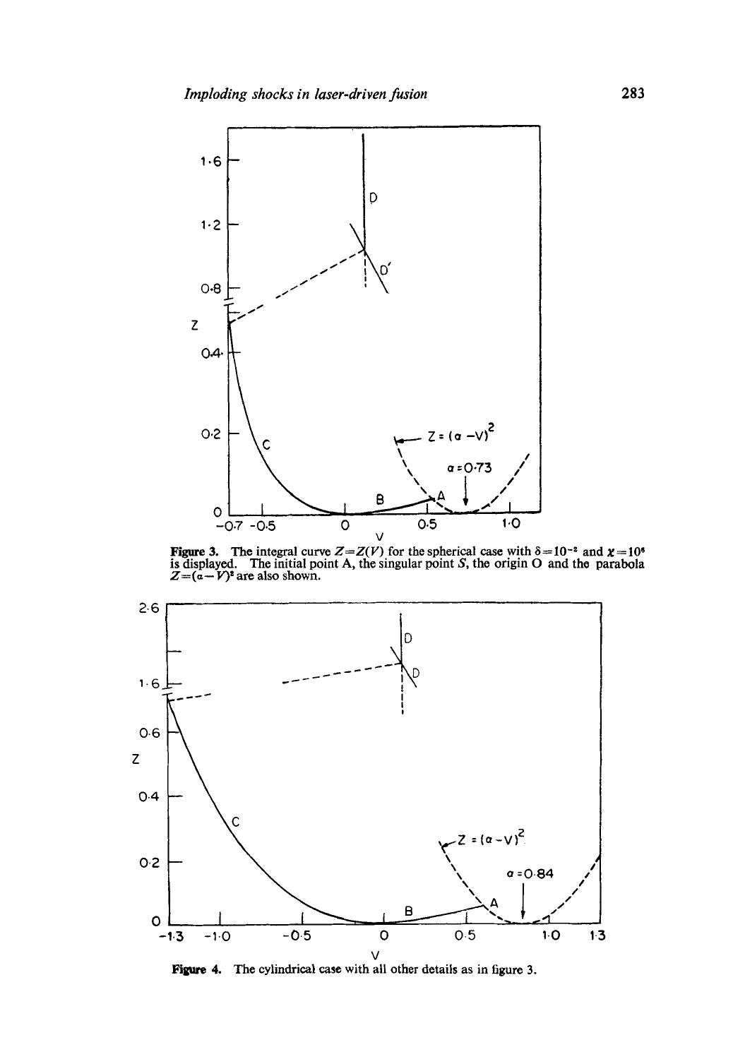**Figure 3.** The integral curve $Z = Z(V)$ for the spherical case with $\delta = 10^{-2}$ and $\chi = 10^{6}$ is displayed. The initial point A, the singular point $S$, the origin O and the parabola $Z = (\alpha - V)^2$ are also shown.

**Figure 4.** The cylindrical case with all other details as in figure 3.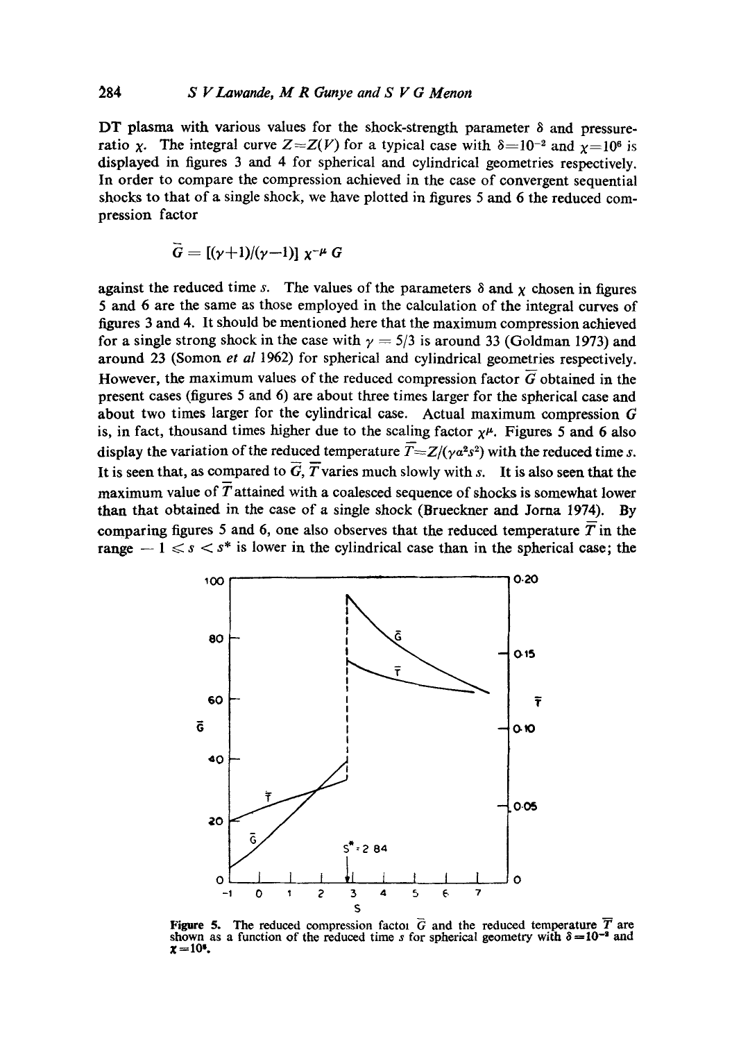DT plasma with various values for the shock-strength parameter $\delta$ and pressure-ratio $\chi$. The integral curve $Z = Z(V)$ for a typical case with $\delta = 10^{-2}$ and $\chi = 10^6$ is displayed in figures 3 and 4 for spherical and cylindrical geometries respectively. In order to compare the compression achieved in the case of convergent sequential shocks to that of a single shock, we have plotted in figures 5 and 6 the reduced compression factor

$$\bar{G} = [(\gamma+1)/(\gamma-1)]\ \chi^{-\mu}\ G$$

against the reduced time $s$. The values of the parameters $\delta$ and $\chi$ chosen in figures 5 and 6 are the same as those employed in the calculation of the integral curves of figures 3 and 4. It should be mentioned here that the maximum compression achieved for a single strong shock in the case with $\gamma = 5/3$ is around 33 (Goldman 1973) and around 23 (Somon *et al* 1962) for spherical and cylindrical geometries respectively. However, the maximum values of the reduced compression factor $\bar{G}$ obtained in the present cases (figures 5 and 6) are about three times larger for the spherical case and about two times larger for the cylindrical case. Actual maximum compression $G$ is, in fact, thousand times higher due to the scaling factor $\chi^{\mu}$. Figures 5 and 6 also display the variation of the reduced temperature $\bar{T} = Z/(\gamma a^2 s^2)$ with the reduced time $s$. It is seen that, as compared to $\bar{G}$, $\bar{T}$ varies much slowly with $s$. It is also seen that the maximum value of $\bar{T}$ attained with a coalesced sequence of shocks is somewhat lower than that obtained in the case of a single shock (Brueckner and Jorna 1974). By comparing figures 5 and 6, one also observes that the reduced temperature $\bar{T}$ in the range $-1 \leqslant s < s^*$ is lower in the cylindrical case than in the spherical case; the

**Figure 5.** The reduced compression factor $\bar{G}$ and the reduced temperature $\bar{T}$ are shown as a function of the reduced time $s$ for spherical geometry with $\delta = 10^{-2}$ and $\chi = 10^6$.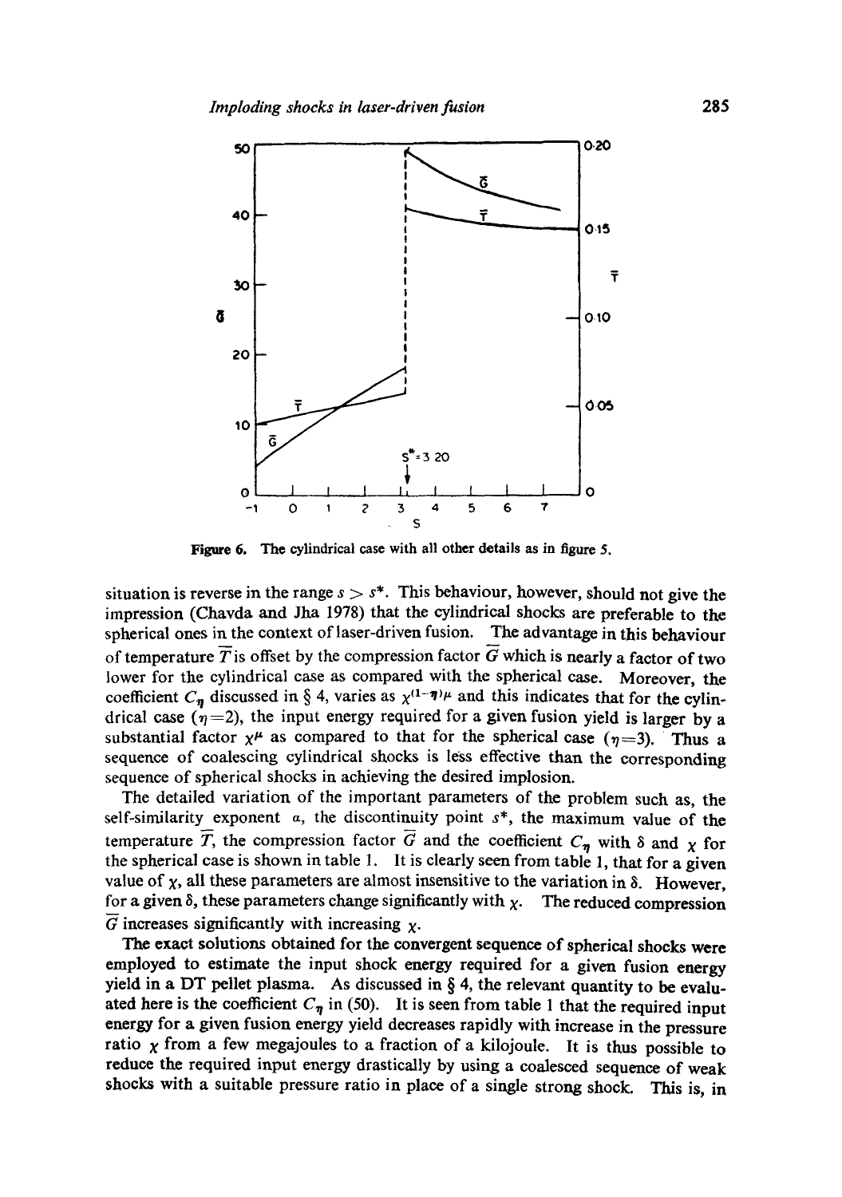Figure 6. The cylindrical case with all other details as in figure 5.

situation is reverse in the range $s > s^*$. This behaviour, however, should not give the impression (Chavda and Jha 1978) that the cylindrical shocks are preferable to the spherical ones in the context of laser-driven fusion. The advantage in this behaviour of temperature $\bar{T}$ is offset by the compression factor $\bar{G}$ which is nearly a factor of two lower for the cylindrical case as compared with the spherical case. Moreover, the coefficient $C_\eta$ discussed in § 4, varies as $\chi^{(1-\eta)\mu}$ and this indicates that for the cylindrical case ($\eta=2$), the input energy required for a given fusion yield is larger by a substantial factor $\chi^\mu$ as compared to that for the spherical case ($\eta=3$). Thus a sequence of coalescing cylindrical shocks is less effective than the corresponding sequence of spherical shocks in achieving the desired implosion.

The detailed variation of the important parameters of the problem such as, the self-similarity exponent $\alpha$, the discontinuity point $s^*$, the maximum value of the temperature $\bar{T}$, the compression factor $\bar{G}$ and the coefficient $C_\eta$ with $\delta$ and $\chi$ for the spherical case is shown in table 1. It is clearly seen from table 1, that for a given value of $\chi$, all these parameters are almost insensitive to the variation in $\delta$. However, for a given $\delta$, these parameters change significantly with $\chi$. The reduced compression $\bar{G}$ increases significantly with increasing $\chi$.

The exact solutions obtained for the convergent sequence of spherical shocks were employed to estimate the input shock energy required for a given fusion energy yield in a DT pellet plasma. As discussed in § 4, the relevant quantity to be evaluated here is the coefficient $C_\eta$ in (50). It is seen from table 1 that the required input energy for a given fusion energy yield decreases rapidly with increase in the pressure ratio $\chi$ from a few megajoules to a fraction of a kilojoule. It is thus possible to reduce the required input energy drastically by using a coalesced sequence of weak shocks with a suitable pressure ratio in place of a single strong shock. This is, in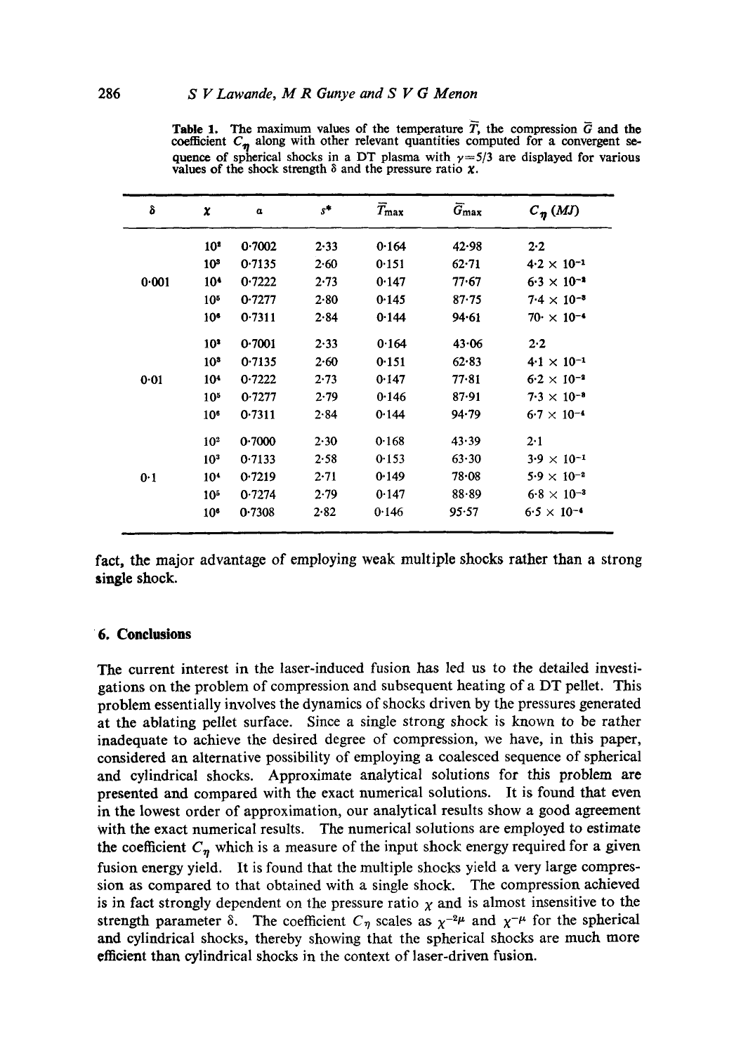Table 1. The maximum values of the temperature $\bar{T}$, the compression $\bar{G}$ and the coefficient $C_\eta$ along with other relevant quantities computed for a convergent sequence of spherical shocks in a DT plasma with $\gamma=5/3$ are displayed for various values of the shock strength $\delta$ and the pressure ratio $\chi$.

| $\delta$ | $\chi$ | $\alpha$ | $s^*$ | $\bar{T}_{\max}$ | $\bar{G}_{\max}$ | $C_\eta$ (MJ) |
|---|---|---|---|---|---|---|
| | $10^2$ | 0·7002 | 2·33 | 0·164 | 42·98 | 2·2 |
| | $10^3$ | 0·7135 | 2·60 | 0·151 | 62·71 | $4{\cdot}2 \times 10^{-1}$ |
| 0·001 | $10^4$ | 0·7222 | 2·73 | 0·147 | 77·67 | $6{\cdot}3 \times 10^{-2}$ |
| | $10^5$ | 0·7277 | 2·80 | 0·145 | 87·75 | $7{\cdot}4 \times 10^{-3}$ |
| | $10^6$ | 0·7311 | 2·84 | 0·144 | 94·61 | $70{\cdot} \times 10^{-4}$ |
| | $10^2$ | 0·7001 | 2·33 | 0·164 | 43·06 | 2·2 |
| | $10^3$ | 0·7135 | 2·60 | 0·151 | 62·83 | $4{\cdot}1 \times 10^{-1}$ |
| 0·01 | $10^4$ | 0·7222 | 2·73 | 0·147 | 77·81 | $6{\cdot}2 \times 10^{-2}$ |
| | $10^5$ | 0·7277 | 2·79 | 0·146 | 87·91 | $7{\cdot}3 \times 10^{-3}$ |
| | $10^6$ | 0·7311 | 2·84 | 0·144 | 94·79 | $6{\cdot}7 \times 10^{-4}$ |
| | $10^2$ | 0·7000 | 2·30 | 0·168 | 43·39 | 2·1 |
| | $10^3$ | 0·7133 | 2·58 | 0·153 | 63·30 | $3{\cdot}9 \times 10^{-1}$ |
| 0·1 | $10^4$ | 0·7219 | 2·71 | 0·149 | 78·08 | $5{\cdot}9 \times 10^{-2}$ |
| | $10^5$ | 0·7274 | 2·79 | 0·147 | 88·89 | $6{\cdot}8 \times 10^{-3}$ |
| | $10^6$ | 0·7308 | 2·82 | 0·146 | 95·57 | $6{\cdot}5 \times 10^{-4}$ |

fact, the major advantage of employing weak multiple shocks rather than a strong single shock.

## 6. Conclusions

The current interest in the laser-induced fusion has led us to the detailed investigations on the problem of compression and subsequent heating of a DT pellet. This problem essentially involves the dynamics of shocks driven by the pressures generated at the ablating pellet surface. Since a single strong shock is known to be rather inadequate to achieve the desired degree of compression, we have, in this paper, considered an alternative possibility of employing a coalesced sequence of spherical and cylindrical shocks. Approximate analytical solutions for this problem are presented and compared with the exact numerical solutions. It is found that even in the lowest order of approximation, our analytical results show a good agreement with the exact numerical results. The numerical solutions are employed to estimate the coefficient $C_\eta$ which is a measure of the input shock energy required for a given fusion energy yield. It is found that the multiple shocks yield a very large compression as compared to that obtained with a single shock. The compression achieved is in fact strongly dependent on the pressure ratio $\chi$ and is almost insensitive to the strength parameter $\delta$. The coefficient $C_\eta$ scales as $\chi^{-2\mu}$ and $\chi^{-\mu}$ for the spherical and cylindrical shocks, thereby showing that the spherical shocks are much more efficient than cylindrical shocks in the context of laser-driven fusion.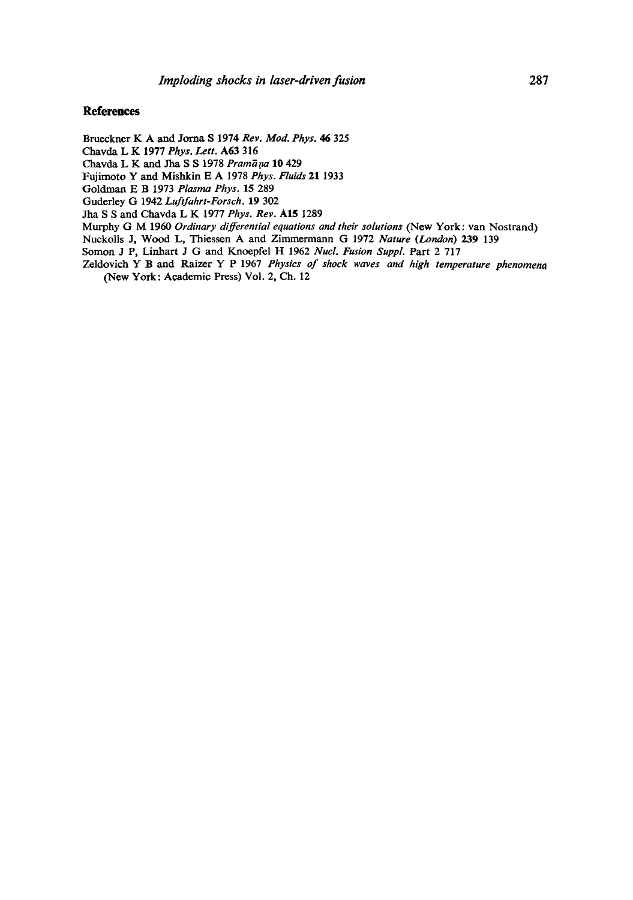## References

Brueckner K A and Jorna S 1974 *Rev. Mod. Phys.* **46** 325

Chavda L K 1977 *Phys. Lett.* **A63** 316

Chavda L K and Jha S S 1978 *Pramāṇa* **10** 429

Fujimoto Y and Mishkin E A 1978 *Phys. Fluids* **21** 1933

Goldman E B 1973 *Plasma Phys.* **15** 289

Guderley G 1942 *Luftfahrt-Forsch.* **19** 302

Jha S S and Chavda L K 1977 *Phys. Rev.* **A15** 1289

Murphy G M 1960 *Ordinary differential equations and their solutions* (New York: van Nostrand)

Nuckolls J, Wood L, Thiessen A and Zimmermann G 1972 *Nature (London)* **239** 139

Somon J P, Linhart J G and Knoepfel H 1962 *Nucl. Fusion Suppl.* Part 2 717

Zeldovich Y B and Raizer Y P 1967 *Physics of shock waves and high temperature phenomena* (New York: Academic Press) Vol. 2, Ch. 12